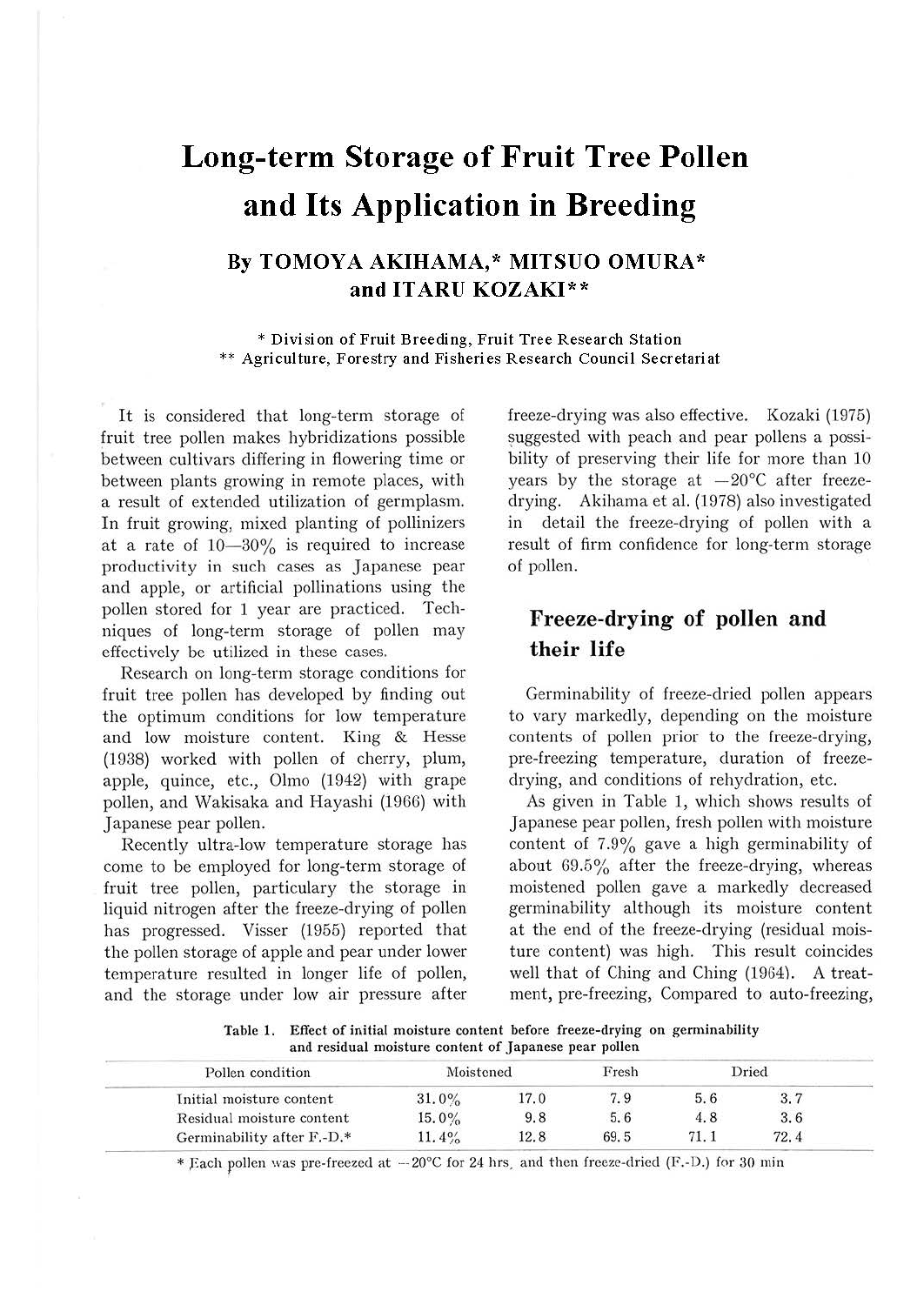# Long-term Storage of Fruit Tree Pollen and Its Application in Breeding

## By TOMOYA AKIHAMA,* MITSUO OMURA* and ITARU KOZAKI**

\* Division of Fruit Breeding, Fruit Tree Research Station
** Agriculture, Forestry and Fisheries Research Council Secretariat

It is considered that long-term storage of fruit tree pollen makes hybridizations possible between cultivars differing in flowering time or between plants growing in remote places, with a result of extended utilization of germplasm. In fruit growing, mixed planting of pollinizers at a rate of 10—30% is required to increase productivity in such cases as Japanese pear and apple, or artificial pollinations using the pollen stored for 1 year are practiced. Techniques of long-term storage of pollen may effectively be utilized in these cases.

Research on long-term storage conditions for fruit tree pollen has developed by finding out the optimum conditions for low temperature and low moisture content. King & Hesse (1938) worked with pollen of cherry, plum, apple, quince, etc., Olmo (1942) with grape pollen, and Wakisaka and Hayashi (1966) with Japanese pear pollen.

Recently ultra-low temperature storage has come to be employed for long-term storage of fruit tree pollen, particulary the storage in liquid nitrogen after the freeze-drying of pollen has progressed. Visser (1955) reported that the pollen storage of apple and pear under lower temperature resulted in longer life of pollen, and the storage under low air pressure after freeze-drying was also effective. Kozaki (1975) suggested with peach and pear pollens a possibility of preserving their life for more than 10 years by the storage at −20°C after freeze-drying. Akihama et al. (1978) also investigated in detail the freeze-drying of pollen with a result of firm confidence for long-term storage of pollen.

## Freeze-drying of pollen and their life

Germinability of freeze-dried pollen appears to vary markedly, depending on the moisture contents of pollen prior to the freeze-drying, pre-freezing temperature, duration of freeze-drying, and conditions of rehydration, etc.

As given in Table 1, which shows results of Japanese pear pollen, fresh pollen with moisture content of 7.9% gave a high germinability of about 69.5% after the freeze-drying, whereas moistened pollen gave a markedly decreased germinability although its moisture content at the end of the freeze-drying (residual moisture content) was high. This result coincides well that of Ching and Ching (1964). A treatment, pre-freezing, Compared to auto-freezing,

Table 1. Effect of initial moisture content before freeze-drying on germinability and residual moisture content of Japanese pear pollen

| Pollen condition | Moistened | | Fresh | Dried | |
|---|---|---|---|---|---|
| Initial moisture content | 31.0% | 17.0 | 7.9 | 5.6 | 3.7 |
| Residual moisture content | 15.0% | 9.8 | 5.6 | 4.8 | 3.6 |
| Germinability after F.-D.* | 11.4% | 12.8 | 69.5 | 71.1 | 72.4 |

\* Each pollen was pre-freezed at −20°C for 24 hrs. and then freeze-dried (F.-D.) for 30 min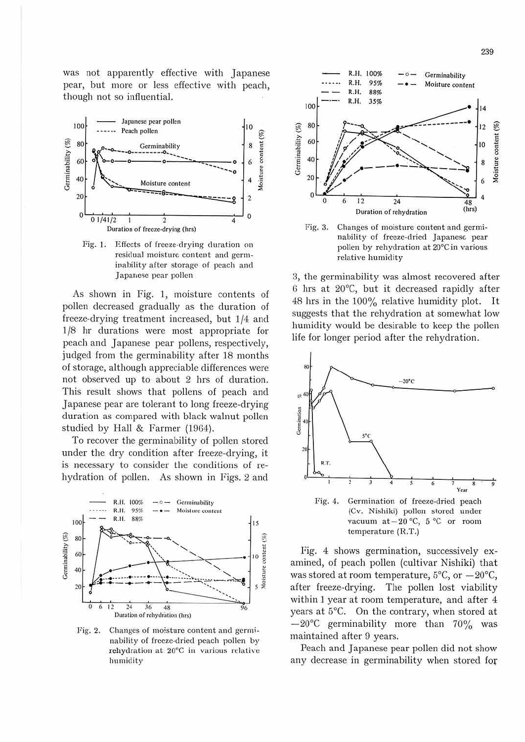was not apparently effective with Japanese pear, but more or less effective with peach, though not so influential.

Fig. 1. Effects of freeze-drying duration on residual moisture content and germinability after storage of peach and Japanese pear pollen

As shown in Fig. 1, moisture contents of pollen decreased gradually as the duration of freeze-drying treatment increased, but 1/4 and 1/8 hr durations were most appropriate for peach and Japanese pear pollens, respectively, judged from the germinability after 18 months of storage, although appreciable differences were not observed up to about 2 hrs of duration. This result shows that pollens of peach and Japanese pear are tolerant to long freeze-drying duration as compared with black walnut pollen studied by Hall & Farmer (1964).

To recover the germinability of pollen stored under the dry condition after freeze-drying, it is necessary to consider the conditions of rehydration of pollen. As shown in Figs. 2 and 3, the germinability was almost recovered after 6 hrs at 20°C, but it decreased rapidly after 48 hrs in the 100% relative humidity plot. It suggests that the rehydration at somewhat low humidity would be desirable to keep the pollen life for longer period after the rehydration.

Fig. 2. Changes of moisture content and germinability of freeze-dried peach pollen by rehydration at 20°C in various relative humidity

Fig. 3. Changes of moisture content and germinability of freeze-dried Japanese pear pollen by rehydration at 20°C in various relative humidity

Fig. 4. Germination of freeze-dried peach (Cv. Nishiki) pollen stored under vacuum at −20 °C, 5 °C or room temperature (R.T.)

Fig. 4 shows germination, successively examined, of peach pollen (cultivar Nishiki) that was stored at room temperature, 5°C, or −20°C, after freeze-drying. The pollen lost viability within 1 year at room temperature, and after 4 years at 5°C. On the contrary, when stored at −20°C germinability more than 70% was maintained after 9 years.

Peach and Japanese pear pollen did not show any decrease in germinability when stored for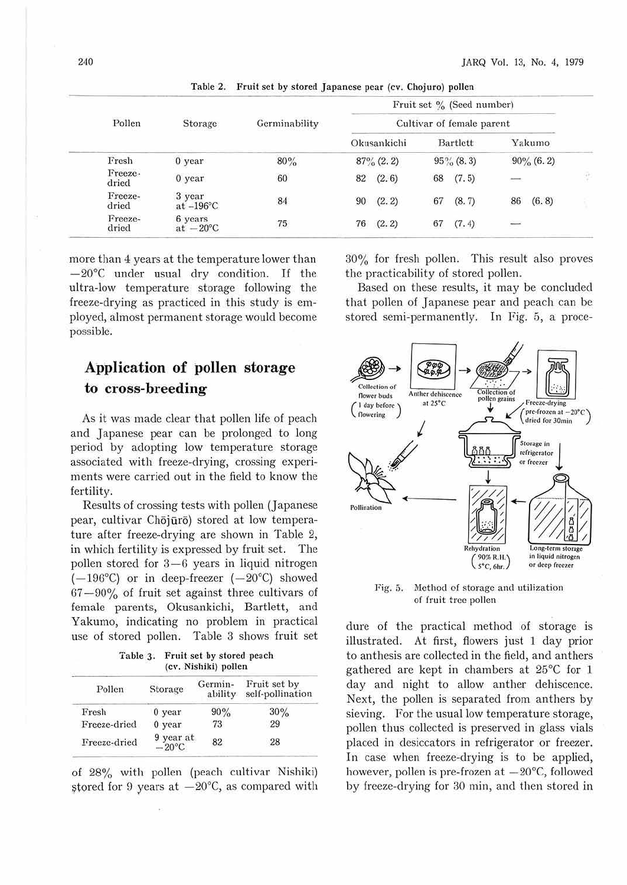Table 2. Fruit set by stored Japanese pear (cv. Chojuro) pollen

| Pollen | Storage | Germinability | Fruit set % (Seed number) | | |
|---|---|---|---|---|---|
| | | | Cultivar of female parent | | |
| | | | Okusankichi | Bartlett | Yakumo |
| Fresh | 0 year | 80% | 87% (2.2) | 95% (8.3) | 90% (6.2) |
| Freeze-dried | 0 year | 60 | 82 (2.6) | 68 (7.5) | — |
| Freeze-dried | 3 year at −196°C | 84 | 90 (2.2) | 67 (8.7) | 86 (6.8) |
| Freeze-dried | 6 years at −20°C | 75 | 76 (2.2) | 67 (7.4) | — |

more than 4 years at the temperature lower than −20°C under usual dry condition. If the ultra-low temperature storage following the freeze-drying as practiced in this study is employed, almost permanent storage would become possible.

## Application of pollen storage to cross-breeding

As it was made clear that pollen life of peach and Japanese pear can be prolonged to long period by adopting low temperature storage associated with freeze-drying, crossing experiments were carried out in the field to know the fertility.

Results of crossing tests with pollen (Japanese pear, cultivar Chōjūrō) stored at low temperature after freeze-drying are shown in Table 2, in which fertility is expressed by fruit set. The pollen stored for 3–6 years in liquid nitrogen (−196°C) or in deep-freezer (−20°C) showed 67–90% of fruit set against three cultivars of female parents, Okusankichi, Bartlett, and Yakumo, indicating no problem in practical use of stored pollen. Table 3 shows fruit set

Table 3. Fruit set by stored peach (cv. Nishiki) pollen

| Pollen | Storage | Germinability | Fruit set by self-pollination |
|---|---|---|---|
| Fresh | 0 year | 90% | 30% |
| Freeze-dried | 0 year | 73 | 29 |
| Freeze-dried | 9 year at −20°C | 82 | 28 |

of 28% with pollen (peach cultivar Nishiki) stored for 9 years at −20°C, as compared with 30% for fresh pollen. This result also proves the practicability of stored pollen.

Based on these results, it may be concluded that pollen of Japanese pear and peach can be stored semi-permanently. In Fig. 5, a procedure of the practical method of storage is illustrated. At first, flowers just 1 day prior to anthesis are collected in the field, and anthers gathered are kept in chambers at 25°C for 1 day and night to allow anther dehiscence. Next, the pollen is separated from anthers by sieving. For the usual low temperature storage, pollen thus collected is preserved in glass vials placed in desiccators in refrigerator or freezer. In case when freeze-drying is to be applied, however, pollen is pre-frozen at −20°C, followed by freeze-drying for 30 min, and then stored in

Fig. 5. Method of storage and utilization of fruit tree pollen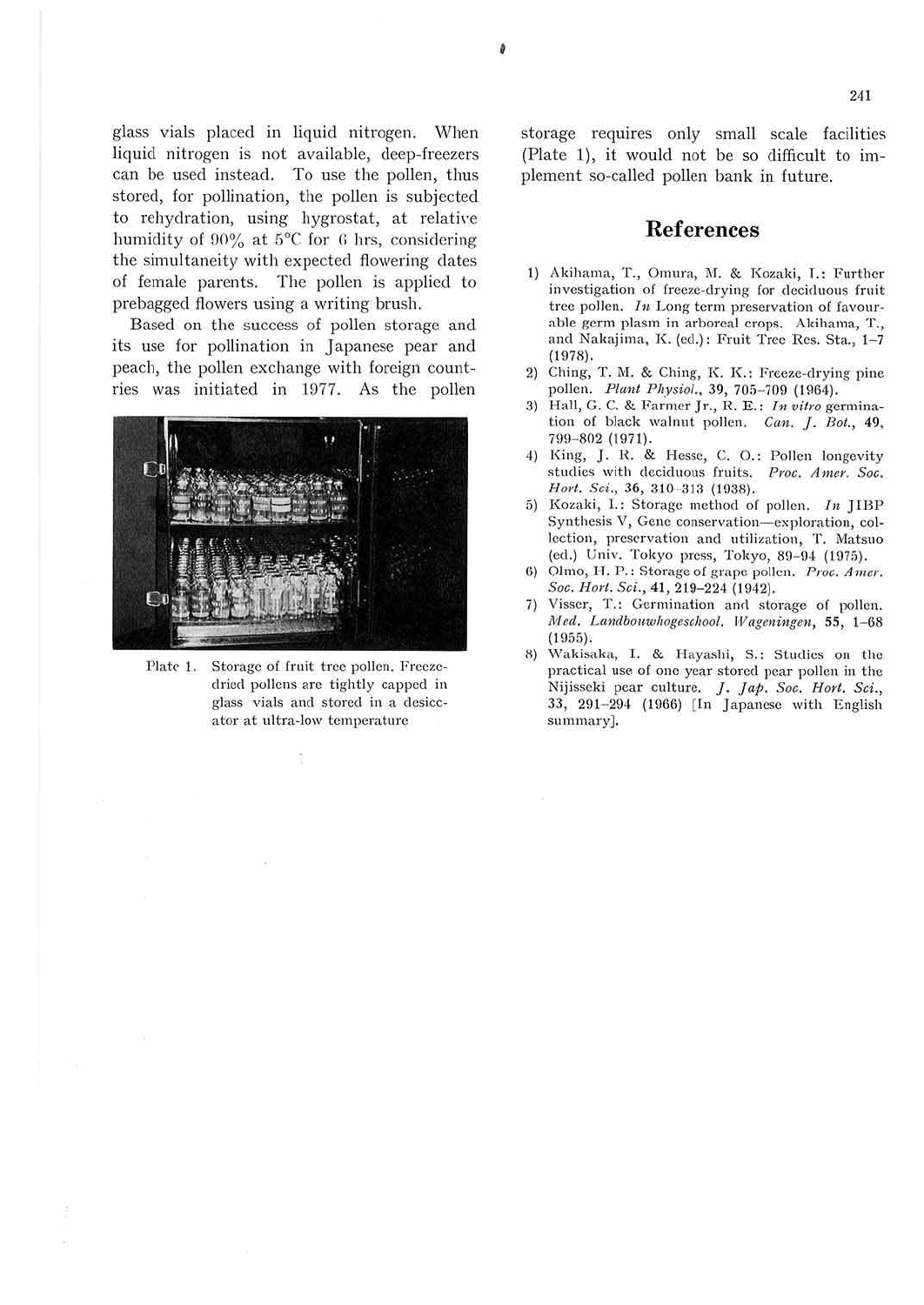glass vials placed in liquid nitrogen. When liquid nitrogen is not available, deep-freezers can be used instead. To use the pollen, thus stored, for pollination, the pollen is subjected to rehydration, using hygrostat, at relative humidity of 90% at 5°C for 6 hrs, considering the simultaneity with expected flowering dates of female parents. The pollen is applied to prebagged flowers using a writing brush.

Based on the success of pollen storage and its use for pollination in Japanese pear and peach, the pollen exchange with foreign countries was initiated in 1977. As the pollen storage requires only small scale facilities (Plate 1), it would not be so difficult to implement so-called pollen bank in future.

Plate 1. Storage of fruit tree pollen. Freeze-dried pollens are tightly capped in glass vials and stored in a desiccator at ultra-low temperature

## References

1) Akihama, T., Omura, M. & Kozaki, I.: Further investigation of freeze-drying for deciduous fruit tree pollen. *In* Long term preservation of favourable germ plasm in arboreal crops. Akihama, T., and Nakajima, K. (ed.): Fruit Tree Res. Sta., 1–7 (1978).
2) Ching, T. M. & Ching, K. K.: Freeze-drying pine pollen. *Plant Physiol.*, 39, 705–709 (1964).
3) Hall, G. C. & Farmer Jr., R. E.: *In vitro* germination of black walnut pollen. *Can. J. Bot.*, 49, 799–802 (1971).
4) King, J. R. & Hesse, C. O.: Pollen longevity studies with deciduous fruits. *Proc. Amer. Soc. Hort. Sci.*, 36, 310–313 (1938).
5) Kozaki, I.: Storage method of pollen. *In* JIBP Synthesis V, Gene conservation—exploration, collection, preservation and utilization, T. Matsuo (ed.) Univ. Tokyo press, Tokyo, 89–94 (1975).
6) Olmo, H. P.: Storage of grape pollen. *Proc. Amer. Soc. Hort. Sci.*, 41, 219–224 (1942).
7) Visser, T.: Germination and storage of pollen. *Med. Landbouwhogeschool. Wageningen*, 55, 1–68 (1955).
8) Wakisaka, I. & Hayashi, S.: Studies on the practical use of one year stored pear pollen in the Nijisseki pear culture. *J. Jap. Soc. Hort. Sci.*, 33, 291–294 (1966) [In Japanese with English summary].